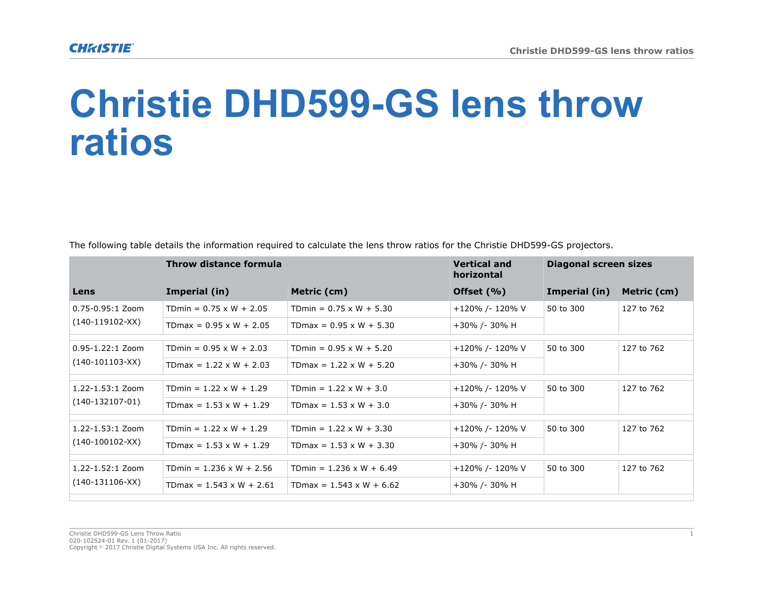# Christie DHD599-GS lens throw ratios

The following table details the information required to calculate the lens throw ratios for the Christie DHD599-GS projectors.

| | Throw distance formula | | Vertical and horizontal | Diagonal screen sizes | |
|---|---|---|---|---|---|
| Lens | Imperial (in) | Metric (cm) | Offset (%) | Imperial (in) | Metric (cm) |
| 0.75-0.95:1 Zoom (140-119102-XX) | TDmin = 0.75 x W + 2.05 | TDmin = 0.75 x W + 5.30 | +120% /- 120% V | 50 to 300 | 127 to 762 |
| | TDmax = 0.95 x W + 2.05 | TDmax = 0.95 x W + 5.30 | +30% /- 30% H | | |
| 0.95-1.22:1 Zoom (140-101103-XX) | TDmin = 0.95 x W + 2.03 | TDmin = 0.95 x W + 5.20 | +120% /- 120% V | 50 to 300 | 127 to 762 |
| | TDmax = 1.22 x W + 2.03 | TDmax = 1.22 x W + 5.20 | +30% /- 30% H | | |
| 1.22-1.53:1 Zoom (140-132107-01) | TDmin = 1.22 x W + 1.29 | TDmin = 1.22 x W + 3.0 | +120% /- 120% V | 50 to 300 | 127 to 762 |
| | TDmax = 1.53 x W + 1.29 | TDmax = 1.53 x W + 3.0 | +30% /- 30% H | | |
| 1.22-1.53:1 Zoom (140-100102-XX) | TDmin = 1.22 x W + 1.29 | TDmin = 1.22 x W + 3.30 | +120% /- 120% V | 50 to 300 | 127 to 762 |
| | TDmax = 1.53 x W + 1.29 | TDmax = 1.53 x W + 3.30 | +30% /- 30% H | | |
| 1.22-1.52:1 Zoom (140-131106-XX) | TDmin = 1.236 x W + 2.56 | TDmin = 1.236 x W + 6.49 | +120% /- 120% V | 50 to 300 | 127 to 762 |
| | TDmax = 1.543 x W + 2.61 | TDmax = 1.543 x W + 6.62 | +30% /- 30% H | | |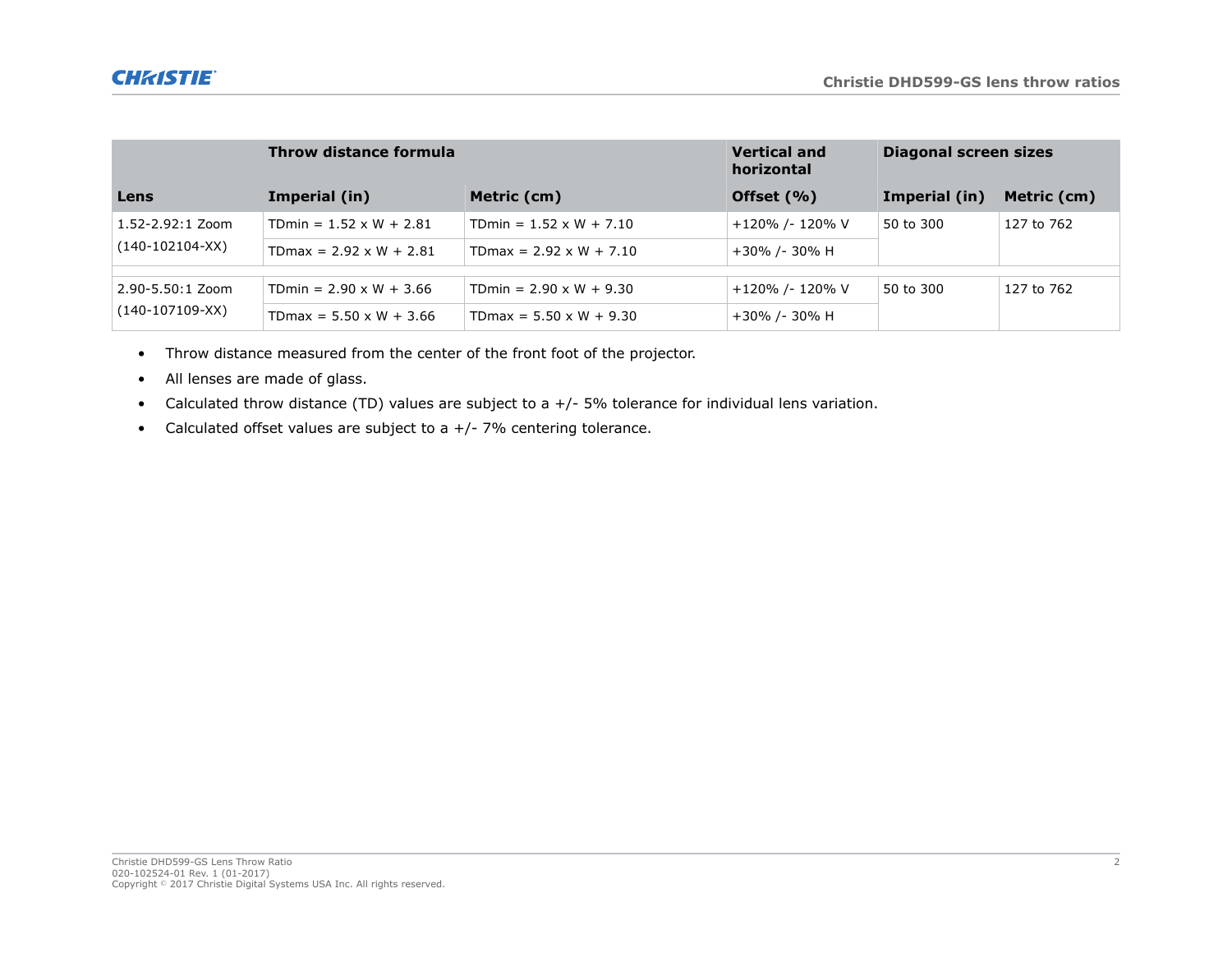| | Throw distance formula | | Vertical and horizontal | Diagonal screen sizes | |
|---|---|---|---|---|---|
| Lens | Imperial (in) | Metric (cm) | Offset (%) | Imperial (in) | Metric (cm) |
| 1.52-2.92:1 Zoom (140-102104-XX) | TDmin = 1.52 x W + 2.81 | TDmin = 1.52 x W + 7.10 | +120% /- 120% V | 50 to 300 | 127 to 762 |
| | TDmax = 2.92 x W + 2.81 | TDmax = 2.92 x W + 7.10 | +30% /- 30% H | | |
| 2.90-5.50:1 Zoom (140-107109-XX) | TDmin = 2.90 x W + 3.66 | TDmin = 2.90 x W + 9.30 | +120% /- 120% V | 50 to 300 | 127 to 762 |
| | TDmax = 5.50 x W + 3.66 | TDmax = 5.50 x W + 9.30 | +30% /- 30% H | | |

- Throw distance measured from the center of the front foot of the projector.
- All lenses are made of glass.
- Calculated throw distance (TD) values are subject to a +/- 5% tolerance for individual lens variation.
- Calculated offset values are subject to a +/- 7% centering tolerance.